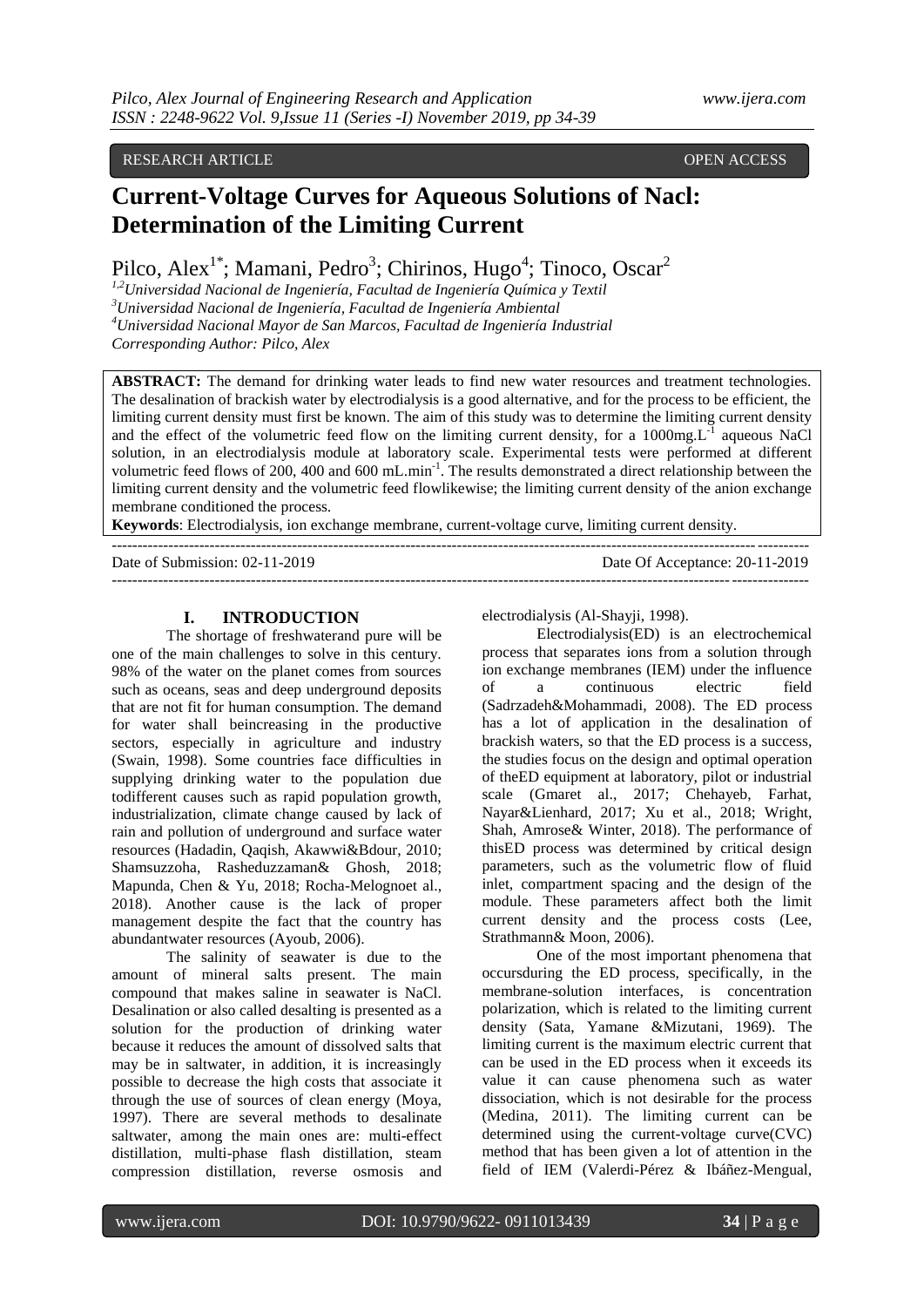RESEARCH ARTICLE OPEN ACCESS

# Current-Voltage Curves for Aqueous Solutions of Nacl: Determination of the Limiting Current

Pilco, Alex[1*]; Mamani, Pedro[3]; Chirinos, Hugo[4]; Tinoco, Oscar[2]

[1,2]*Universidad Nacional de Ingeniería, Facultad de Ingeniería Química y Textil*
[3]*Universidad Nacional de Ingeniería, Facultad de Ingeniería Ambiental*
[4]*Universidad Nacional Mayor de San Marcos, Facultad de Ingeniería Industrial*
*Corresponding Author: Pilco, Alex*

**ABSTRACT:** The demand for drinking water leads to find new water resources and treatment technologies. The desalination of brackish water by electrodialysis is a good alternative, and for the process to be efficient, the limiting current density must first be known. The aim of this study was to determine the limiting current density and the effect of the volumetric feed flow on the limiting current density, for a 1000mg.L$^{-1}$ aqueous NaCl solution, in an electrodialysis module at laboratory scale. Experimental tests were performed at different volumetric feed flows of 200, 400 and 600 mL.min$^{-1}$. The results demonstrated a direct relationship between the limiting current density and the volumetric feed flowlikewise; the limiting current density of the anion exchange membrane conditioned the process.

**Keywords**: Electrodialysis, ion exchange membrane, current-voltage curve, limiting current density.

---

Date of Submission: 02-11-2019 Date Of Acceptance: 20-11-2019

---

## I. INTRODUCTION

The shortage of freshwaterand pure will be one of the main challenges to solve in this century. 98% of the water on the planet comes from sources such as oceans, seas and deep underground deposits that are not fit for human consumption. The demand for water shall beincreasing in the productive sectors, especially in agriculture and industry (Swain, 1998). Some countries face difficulties in supplying drinking water to the population due todifferent causes such as rapid population growth, industrialization, climate change caused by lack of rain and pollution of underground and surface water resources (Hadadin, Qaqish, Akawwi&Bdour, 2010; Shamsuzzoha, Rasheduzzaman& Ghosh, 2018; Mapunda, Chen & Yu, 2018; Rocha-Melognoet al., 2018). Another cause is the lack of proper management despite the fact that the country has abundantwater resources (Ayoub, 2006).

The salinity of seawater is due to the amount of mineral salts present. The main compound that makes saline in seawater is NaCl. Desalination or also called desalting is presented as a solution for the production of drinking water because it reduces the amount of dissolved salts that may be in saltwater, in addition, it is increasingly possible to decrease the high costs that associate it through the use of sources of clean energy (Moya, 1997). There are several methods to desalinate saltwater, among the main ones are: multi-effect distillation, multi-phase flash distillation, steam compression distillation, reverse osmosis and electrodialysis (Al-Shayji, 1998).

Electrodialysis(ED) is an electrochemical process that separates ions from a solution through ion exchange membranes (IEM) under the influence of a continuous electric field (Sadrzadeh&Mohammadi, 2008). The ED process has a lot of application in the desalination of brackish waters, so that the ED process is a success, the studies focus on the design and optimal operation of theED equipment at laboratory, pilot or industrial scale (Gmaret al., 2017; Chehayeb, Farhat, Nayar&Lienhard, 2017; Xu et al., 2018; Wright, Shah, Amrose& Winter, 2018). The performance of thisED process was determined by critical design parameters, such as the volumetric flow of fluid inlet, compartment spacing and the design of the module. These parameters affect both the limit current density and the process costs (Lee, Strathmann& Moon, 2006).

One of the most important phenomena that occursduring the ED process, specifically, in the membrane-solution interfaces, is concentration polarization, which is related to the limiting current density (Sata, Yamane &Mizutani, 1969). The limiting current is the maximum electric current that can be used in the ED process when it exceeds its value it can cause phenomena such as water dissociation, which is not desirable for the process (Medina, 2011). The limiting current can be determined using the current-voltage curve(CVC) method that has been given a lot of attention in the field of IEM (Valerdi-Pérez & Ibáñez-Mengual,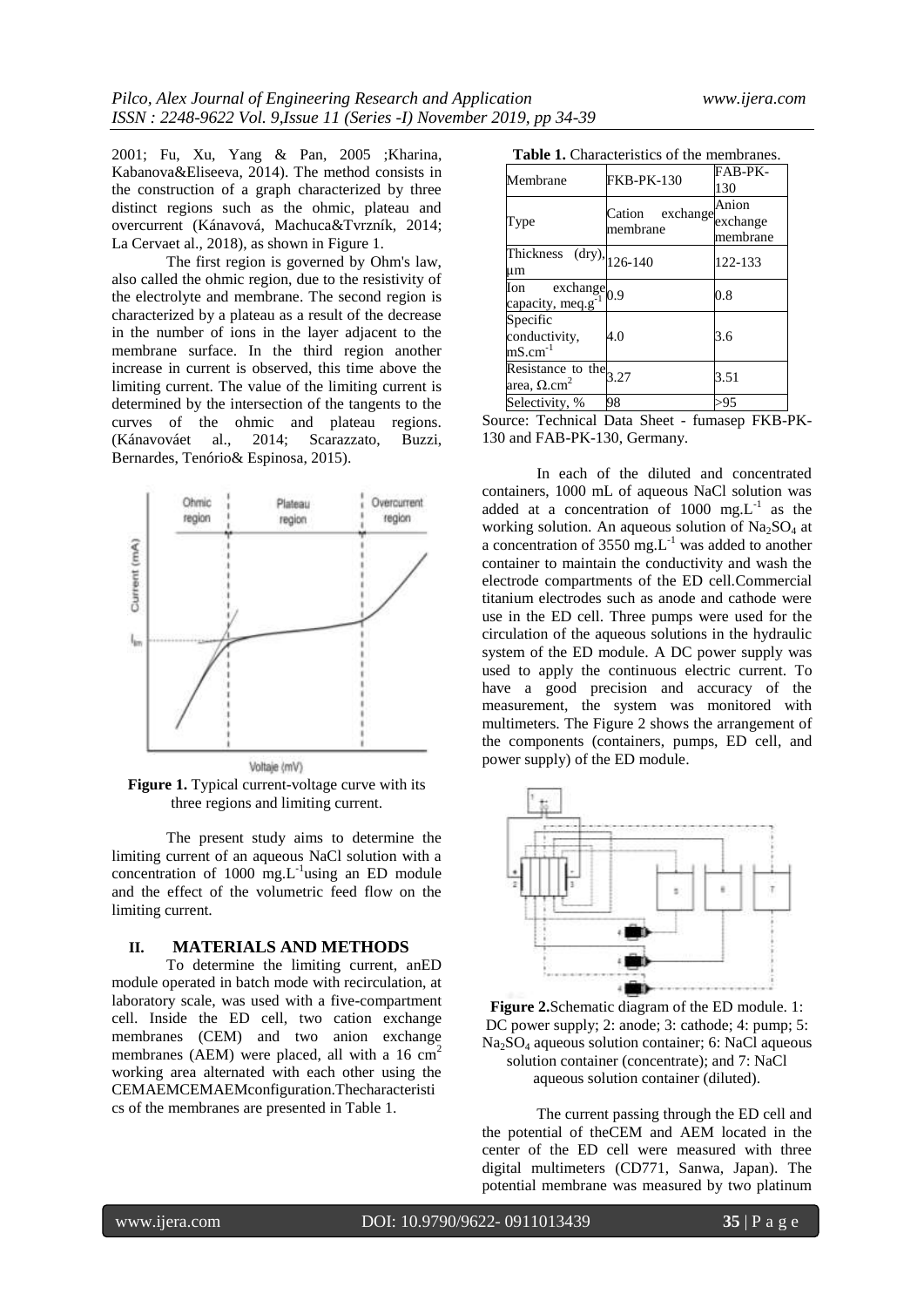2001; Fu, Xu, Yang & Pan, 2005 ;Kharina, Kabanova&Eliseeva, 2014). The method consists in the construction of a graph characterized by three distinct regions such as the ohmic, plateau and overcurrent (Kánavová, Machuca&Tvrzník, 2014; La Cervaet al., 2018), as shown in Figure 1.

The first region is governed by Ohm's law, also called the ohmic region, due to the resistivity of the electrolyte and membrane. The second region is characterized by a plateau as a result of the decrease in the number of ions in the layer adjacent to the membrane surface. In the third region another increase in current is observed, this time above the limiting current. The value of the limiting current is determined by the intersection of the tangents to the curves of the ohmic and plateau regions. (Kánavováet al., 2014; Scarazzato, Buzzi, Bernardes, Tenório& Espinosa, 2015).

**Figure 1.** Typical current-voltage curve with its three regions and limiting current.

The present study aims to determine the limiting current of an aqueous NaCl solution with a concentration of 1000 $mg.L^{-1}$using an ED module and the effect of the volumetric feed flow on the limiting current.

## II. MATERIALS AND METHODS

To determine the limiting current, anED module operated in batch mode with recirculation, at laboratory scale, was used with a five-compartment cell. Inside the ED cell, two cation exchange membranes (CEM) and two anion exchange membranes (AEM) were placed, all with a 16 $cm^2$ working area alternated with each other using the CEMAEMCEMAEMconfiguration.Thecharacteristics of the membranes are presented in Table 1.

**Table 1.** Characteristics of the membranes.

| Membrane | FKB-PK-130 | FAB-PK-130 |
|---|---|---|
| Type | Cation exchange membrane | Anion exchange membrane |
| Thickness (dry), μm | 126-140 | 122-133 |
| Ion exchange capacity, $meq.g^{-1}$ | 0.9 | 0.8 |
| Specific conductivity, $mS.cm^{-1}$ | 4.0 | 3.6 |
| Resistance to the area, $\Omega.cm^2$ | 3.27 | 3.51 |
| Selectivity, % | 98 | >95 |

Source: Technical Data Sheet - fumasep FKB-PK-130 and FAB-PK-130, Germany.

In each of the diluted and concentrated containers, 1000 mL of aqueous NaCl solution was added at a concentration of 1000 $mg.L^{-1}$ as the working solution. An aqueous solution of $Na_2SO_4$ at a concentration of 3550 $mg.L^{-1}$ was added to another container to maintain the conductivity and wash the electrode compartments of the ED cell.Commercial titanium electrodes such as anode and cathode were use in the ED cell. Three pumps were used for the circulation of the aqueous solutions in the hydraulic system of the ED module. A DC power supply was used to apply the continuous electric current. To have a good precision and accuracy of the measurement, the system was monitored with multimeters. The Figure 2 shows the arrangement of the components (containers, pumps, ED cell, and power supply) of the ED module.

**Figure 2.**Schematic diagram of the ED module. 1: DC power supply; 2: anode; 3: cathode; 4: pump; 5: $Na_2SO_4$ aqueous solution container; 6: NaCl aqueous solution container (concentrate); and 7: NaCl aqueous solution container (diluted).

The current passing through the ED cell and the potential of theCEM and AEM located in the center of the ED cell were measured with three digital multimeters (CD771, Sanwa, Japan). The potential membrane was measured by two platinum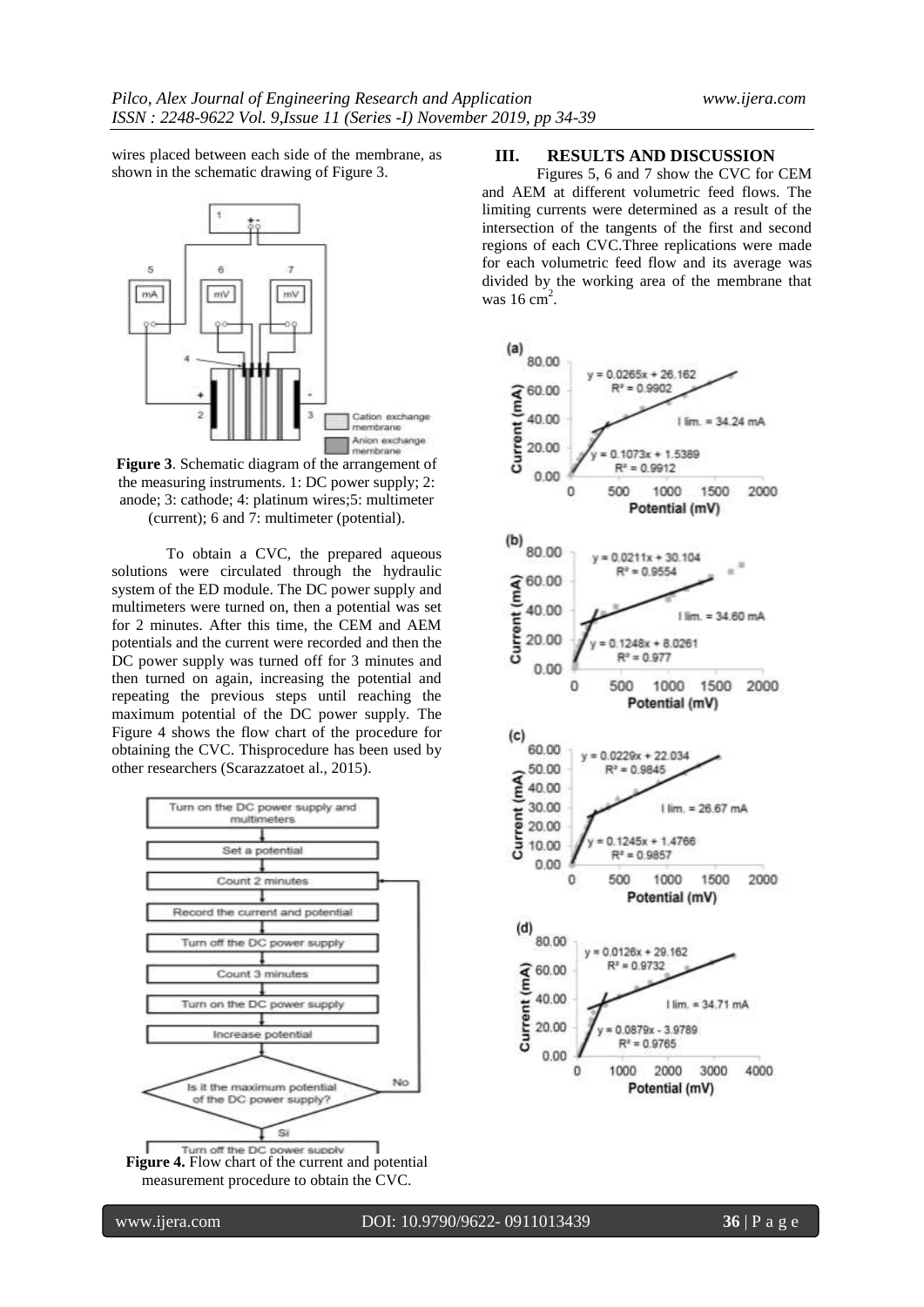wires placed between each side of the membrane, as shown in the schematic drawing of Figure 3.

**Figure 3**. Schematic diagram of the arrangement of the measuring instruments. 1: DC power supply; 2: anode; 3: cathode; 4: platinum wires;5: multimeter (current); 6 and 7: multimeter (potential).

To obtain a CVC, the prepared aqueous solutions were circulated through the hydraulic system of the ED module. The DC power supply and multimeters were turned on, then a potential was set for 2 minutes. After this time, the CEM and AEM potentials and the current were recorded and then the DC power supply was turned off for 3 minutes and then turned on again, increasing the potential and repeating the previous steps until reaching the maximum potential of the DC power supply. The Figure 4 shows the flow chart of the procedure for obtaining the CVC. Thisprocedure has been used by other researchers (Scarazzatoet al., 2015).

**Figure 4.** Flow chart of the current and potential measurement procedure to obtain the CVC.

## III. RESULTS AND DISCUSSION

Figures 5, 6 and 7 show the CVC for CEM and AEM at different volumetric feed flows. The limiting currents were determined as a result of the intersection of the tangents of the first and second regions of each CVC.Three replications were made for each volumetric feed flow and its average was divided by the working area of the membrane that was 16 $cm^2$.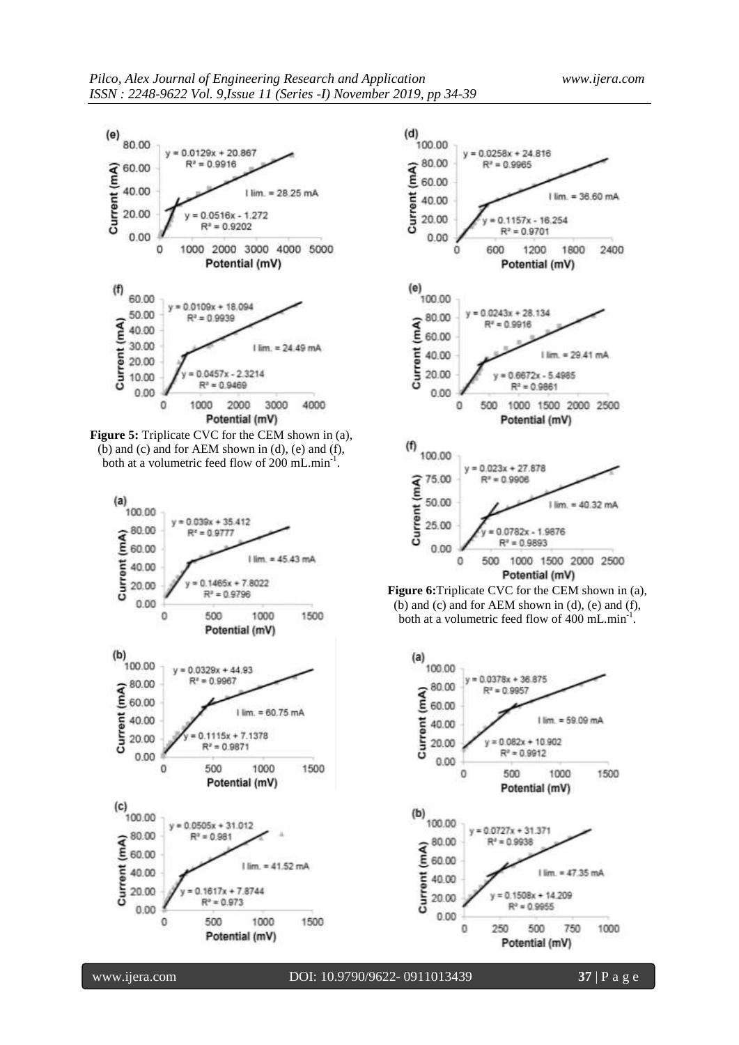**Figure 5:** Triplicate CVC for the CEM shown in (a), (b) and (c) and for AEM shown in (d), (e) and (f), both at a volumetric feed flow of 200 mL.min$^{-1}$.

**Figure 6:** Triplicate CVC for the CEM shown in (a), (b) and (c) and for AEM shown in (d), (e) and (f), both at a volumetric feed flow of 400 mL.min$^{-1}$.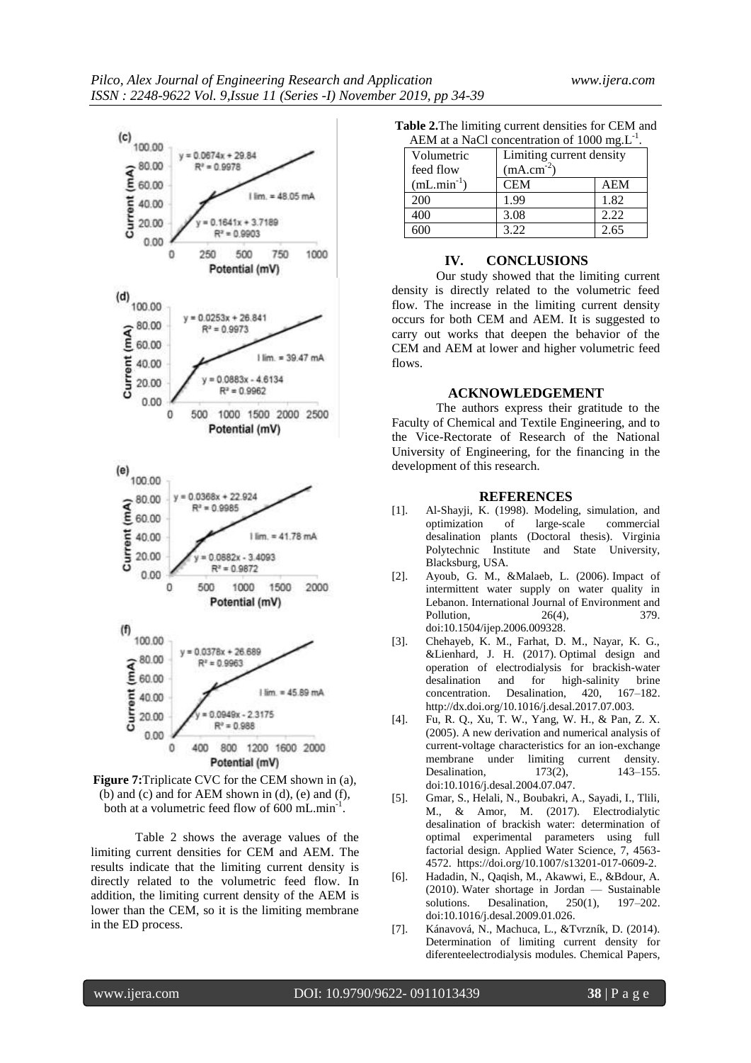Figure 7:Triplicate CVC for the CEM shown in (a), (b) and (c) and for AEM shown in (d), (e) and (f), both at a volumetric feed flow of 600 mL.min$^{-1}$.

Table 2 shows the average values of the limiting current densities for CEM and AEM. The results indicate that the limiting current density is directly related to the volumetric feed flow. In addition, the limiting current density of the AEM is lower than the CEM, so it is the limiting membrane in the ED process.

**Table 2.**The limiting current densities for CEM and AEM at a NaCl concentration of 1000 mg.L$^{-1}$.

| Volumetric feed flow (mL.min$^{-1}$) | Limiting current density (mA.cm$^{-2}$) | |
|---|---|---|
| | CEM | AEM |
| 200 | 1.99 | 1.82 |
| 400 | 3.08 | 2.22 |
| 600 | 3.22 | 2.65 |

## IV. CONCLUSIONS

Our study showed that the limiting current density is directly related to the volumetric feed flow. The increase in the limiting current density occurs for both CEM and AEM. It is suggested to carry out works that deepen the behavior of the CEM and AEM at lower and higher volumetric feed flows.

## ACKNOWLEDGEMENT

The authors express their gratitude to the Faculty of Chemical and Textile Engineering, and to the Vice-Rectorate of Research of the National University of Engineering, for the financing in the development of this research.

## REFERENCES

[1]. Al-Shayji, K. (1998). Modeling, simulation, and optimization of large-scale commercial desalination plants (Doctoral thesis). Virginia Polytechnic Institute and State University, Blacksburg, USA.

[2]. Ayoub, G. M., &Malaeb, L. (2006). Impact of intermittent water supply on water quality in Lebanon. International Journal of Environment and Pollution, 26(4), 379. doi:10.1504/ijep.2006.009328.

[3]. Chehayeb, K. M., Farhat, D. M., Nayar, K. G., &Lienhard, J. H. (2017). Optimal design and operation of electrodialysis for brackish-water desalination and for high-salinity brine concentration. Desalination, 420, 167–182. http://dx.doi.org/10.1016/j.desal.2017.07.003.

[4]. Fu, R. Q., Xu, T. W., Yang, W. H., & Pan, Z. X. (2005). A new derivation and numerical analysis of current-voltage characteristics for an ion-exchange membrane under limiting current density. Desalination, 173(2), 143–155. doi:10.1016/j.desal.2004.07.047.

[5]. Gmar, S., Helali, N., Boubakri, A., Sayadi, I., Tlili, M., & Amor, M. (2017). Electrodialytic desalination of brackish water: determination of optimal experimental parameters using full factorial design. Applied Water Science, 7, 4563-4572. https://doi.org/10.1007/s13201-017-0609-2.

[6]. Hadadin, N., Qaqish, M., Akawwi, E., &Bdour, A. (2010). Water shortage in Jordan — Sustainable solutions. Desalination, 250(1), 197–202. doi:10.1016/j.desal.2009.01.026.

[7]. Kánavová, N., Machuca, L., &Tvrzník, D. (2014). Determination of limiting current density for diferenteelectrodialysis modules. Chemical Papers,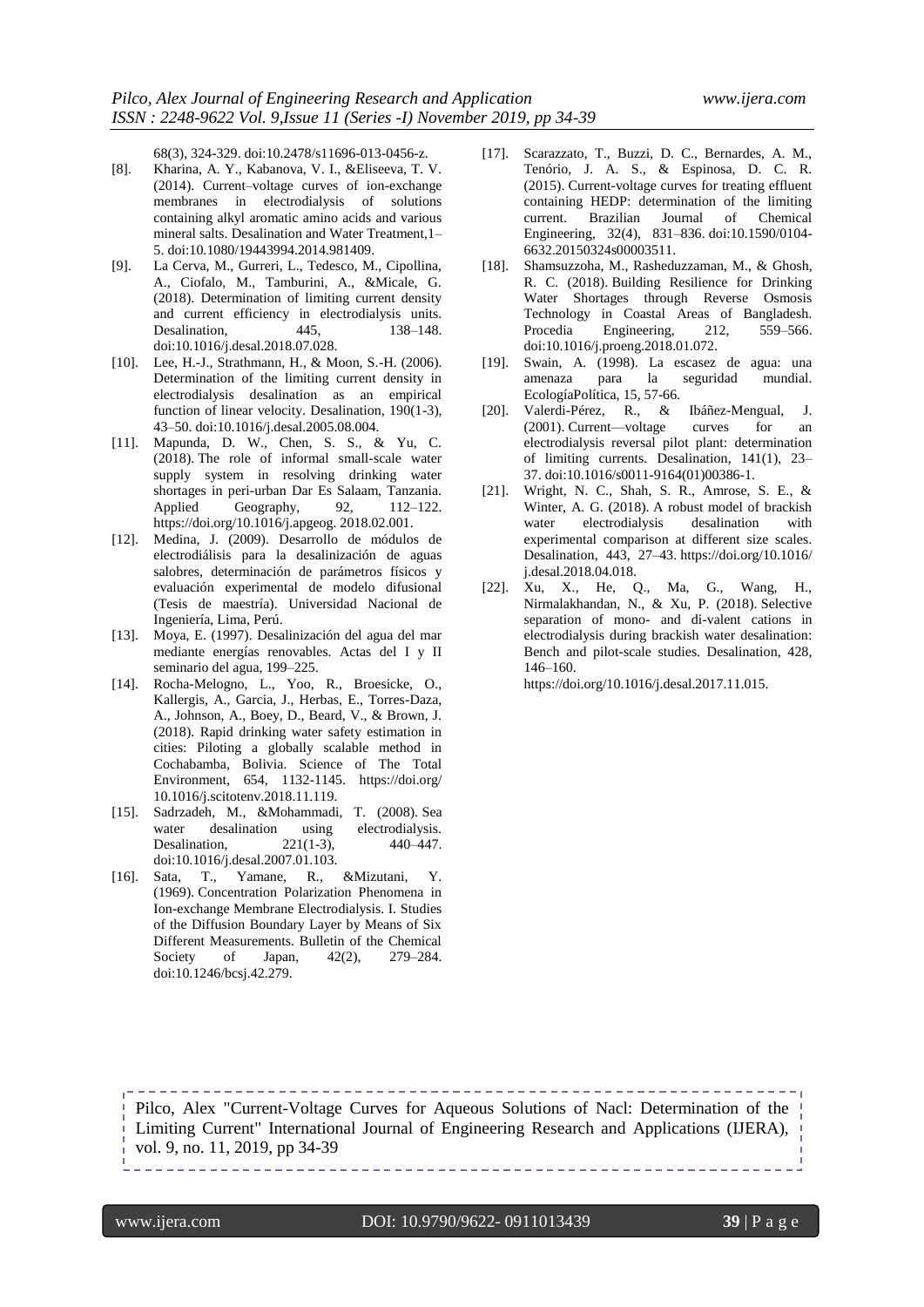68(3), 324-329. doi:10.2478/s11696-013-0456-z.

[8]. Kharina, A. Y., Kabanova, V. I., &Eliseeva, T. V. (2014). Current–voltage curves of ion-exchange membranes in electrodialysis of solutions containing alkyl aromatic amino acids and various mineral salts. Desalination and Water Treatment,1–5. doi:10.1080/19443994.2014.981409.

[9]. La Cerva, M., Gurreri, L., Tedesco, M., Cipollina, A., Ciofalo, M., Tamburini, A., &Micale, G. (2018). Determination of limiting current density and current efficiency in electrodialysis units. Desalination, 445, 138–148. doi:10.1016/j.desal.2018.07.028.

[10]. Lee, H.-J., Strathmann, H., & Moon, S.-H. (2006). Determination of the limiting current density in electrodialysis desalination as an empirical function of linear velocity. Desalination, 190(1-3), 43–50. doi:10.1016/j.desal.2005.08.004.

[11]. Mapunda, D. W., Chen, S. S., & Yu, C. (2018). The role of informal small-scale water supply system in resolving drinking water shortages in peri-urban Dar Es Salaam, Tanzania. Applied Geography, 92, 112–122. https://doi.org/10.1016/j.apgeog. 2018.02.001.

[12]. Medina, J. (2009). Desarrollo de módulos de electrodiálisis para la desalinización de aguas salobres, determinación de parámetros físicos y evaluación experimental de modelo difusional (Tesis de maestría). Universidad Nacional de Ingeniería, Lima, Perú.

[13]. Moya, E. (1997). Desalinización del agua del mar mediante energías renovables. Actas del I y II seminario del agua, 199–225.

[14]. Rocha-Melogno, L., Yoo, R., Broesicke, O., Kallergis, A., Garcia, J., Herbas, E., Torres-Daza, A., Johnson, A., Boey, D., Beard, V., & Brown, J. (2018). Rapid drinking water safety estimation in cities: Piloting a globally scalable method in Cochabamba, Bolivia. Science of The Total Environment, 654, 1132-1145. https://doi.org/ 10.1016/j.scitotenv.2018.11.119.

[15]. Sadrzadeh, M., &Mohammadi, T. (2008). Sea water desalination using electrodialysis. Desalination, 221(1-3), 440–447. doi:10.1016/j.desal.2007.01.103.

[16]. Sata, T., Yamane, R., &Mizutani, Y. (1969). Concentration Polarization Phenomena in Ion-exchange Membrane Electrodialysis. I. Studies of the Diffusion Boundary Layer by Means of Six Different Measurements. Bulletin of the Chemical Society of Japan, 42(2), 279–284. doi:10.1246/bcsj.42.279.

[17]. Scarazzato, T., Buzzi, D. C., Bernardes, A. M., Tenório, J. A. S., & Espinosa, D. C. R. (2015). Current-voltage curves for treating effluent containing HEDP: determination of the limiting current. Brazilian Journal of Chemical Engineering, 32(4), 831–836. doi:10.1590/0104-6632.20150324s00003511.

[18]. Shamsuzzoha, M., Rasheduzzaman, M., & Ghosh, R. C. (2018). Building Resilience for Drinking Water Shortages through Reverse Osmosis Technology in Coastal Areas of Bangladesh. Procedia Engineering, 212, 559–566. doi:10.1016/j.proeng.2018.01.072.

[19]. Swain, A. (1998). La escasez de agua: una amenaza para la seguridad mundial. EcologíaPolítica, 15, 57-66.

[20]. Valerdi-Pérez, R., & Ibáñez-Mengual, J. (2001). Current—voltage curves for an electrodialysis reversal pilot plant: determination of limiting currents. Desalination, 141(1), 23–37. doi:10.1016/s0011-9164(01)00386-1.

[21]. Wright, N. C., Shah, S. R., Amrose, S. E., & Winter, A. G. (2018). A robust model of brackish water electrodialysis desalination with experimental comparison at different size scales. Desalination, 443, 27–43. https://doi.org/10.1016/ j.desal.2018.04.018.

[22]. Xu, X., He, Q., Ma, G., Wang, H., Nirmalakhandan, N., & Xu, P. (2018). Selective separation of mono- and di-valent cations in electrodialysis during brackish water desalination: Bench and pilot-scale studies. Desalination, 428, 146–160. https://doi.org/10.1016/j.desal.2017.11.015.

Pilco, Alex "Current-Voltage Curves for Aqueous Solutions of Nacl: Determination of the Limiting Current" International Journal of Engineering Research and Applications (IJERA), vol. 9, no. 11, 2019, pp 34-39